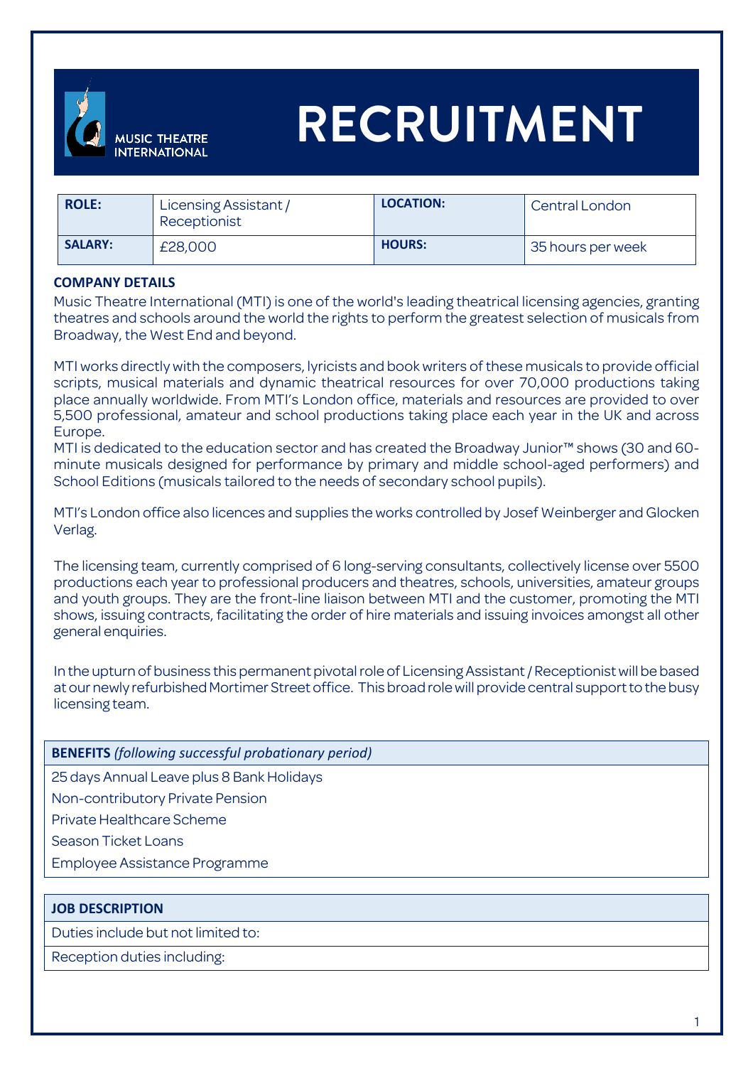# RECRUITMENT

MUSIC THEATRE INTERNATIONAL

| ROLE: | Licensing Assistant / Receptionist | LOCATION: | Central London |
|---|---|---|---|
| SALARY: | £28,000 | HOURS: | 35 hours per week |

**COMPANY DETAILS**

Music Theatre International (MTI) is one of the world's leading theatrical licensing agencies, granting theatres and schools around the world the rights to perform the greatest selection of musicals from Broadway, the West End and beyond.

MTI works directly with the composers, lyricists and book writers of these musicals to provide official scripts, musical materials and dynamic theatrical resources for over 70,000 productions taking place annually worldwide. From MTI's London office, materials and resources are provided to over 5,500 professional, amateur and school productions taking place each year in the UK and across Europe.

MTI is dedicated to the education sector and has created the Broadway Junior™ shows (30 and 60-minute musicals designed for performance by primary and middle school-aged performers) and School Editions (musicals tailored to the needs of secondary school pupils).

MTI's London office also licences and supplies the works controlled by Josef Weinberger and Glocken Verlag.

The licensing team, currently comprised of 6 long-serving consultants, collectively license over 5500 productions each year to professional producers and theatres, schools, universities, amateur groups and youth groups. They are the front-line liaison between MTI and the customer, promoting the MTI shows, issuing contracts, facilitating the order of hire materials and issuing invoices amongst all other general enquiries.

In the upturn of business this permanent pivotal role of Licensing Assistant / Receptionist will be based at our newly refurbished Mortimer Street office. This broad role will provide central support to the busy licensing team.

| **BENEFITS** *(following successful probationary period)* |
|---|
| 25 days Annual Leave plus 8 Bank Holidays |
| Non-contributory Private Pension |
| Private Healthcare Scheme |
| Season Ticket Loans |
| Employee Assistance Programme |

| **JOB DESCRIPTION** |
|---|
| Duties include but not limited to: |
| Reception duties including: |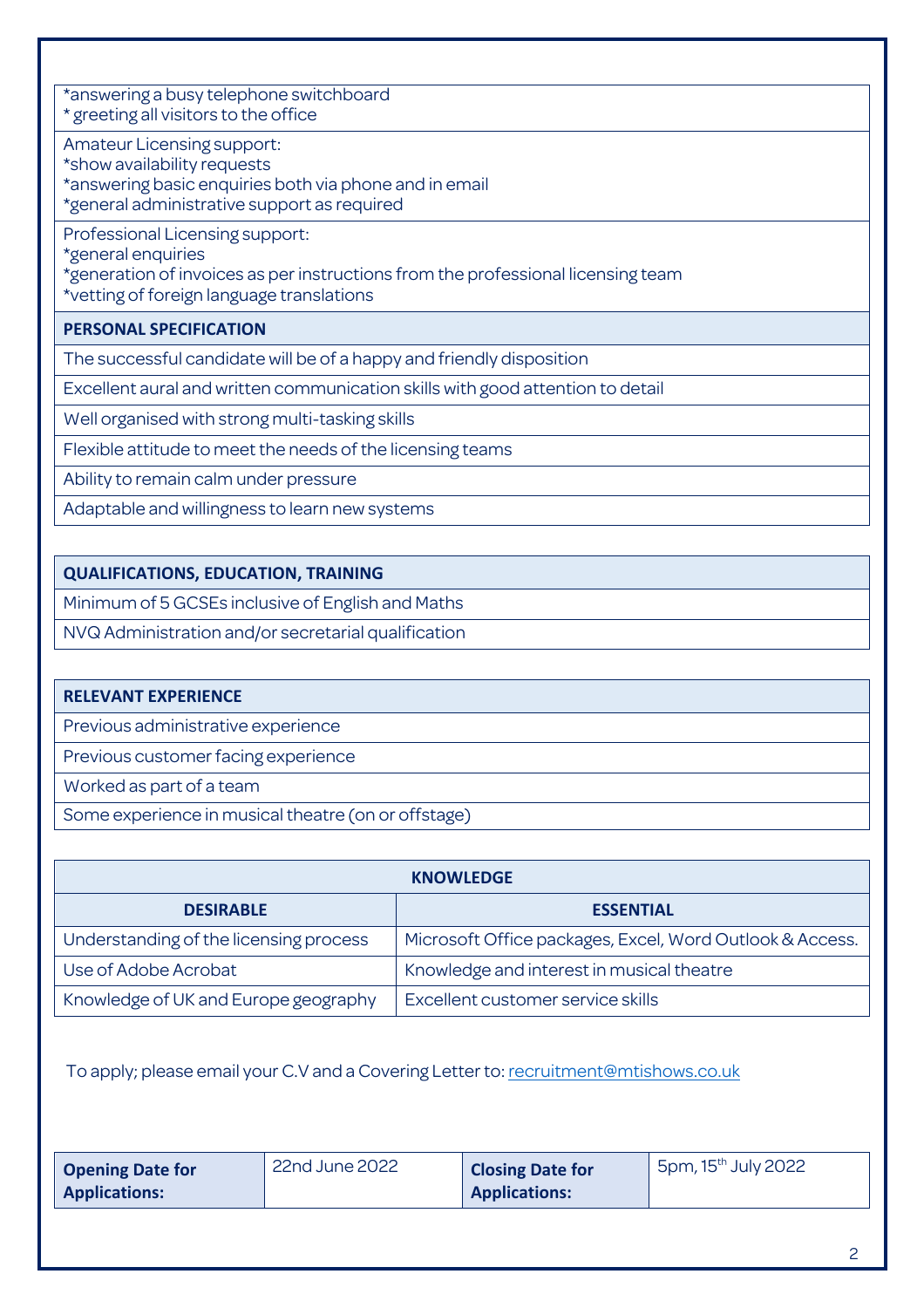*answering a busy telephone switchboard
* greeting all visitors to the office

Amateur Licensing support:
*show availability requests
*answering basic enquiries both via phone and in email
*general administrative support as required

Professional Licensing support:
*general enquiries
*generation of invoices as per instructions from the professional licensing team
*vetting of foreign language translations

| **PERSONAL SPECIFICATION** |
| --- |
| The successful candidate will be of a happy and friendly disposition |
| Excellent aural and written communication skills with good attention to detail |
| Well organised with strong multi-tasking skills |
| Flexible attitude to meet the needs of the licensing teams |
| Ability to remain calm under pressure |
| Adaptable and willingness to learn new systems |

| **QUALIFICATIONS, EDUCATION, TRAINING** |
| --- |
| Minimum of 5 GCSEs inclusive of English and Maths |
| NVQ Administration and/or secretarial qualification |

| **RELEVANT EXPERIENCE** |
| --- |
| Previous administrative experience |
| Previous customer facing experience |
| Worked as part of a team |
| Some experience in musical theatre (on or offstage) |

| **KNOWLEDGE** | |
| --- | --- |
| **DESIRABLE** | **ESSENTIAL** |
| Understanding of the licensing process | Microsoft Office packages, Excel, Word Outlook & Access. |
| Use of Adobe Acrobat | Knowledge and interest in musical theatre |
| Knowledge of UK and Europe geography | Excellent customer service skills |

To apply; please email your C.V and a Covering Letter to: recruitment@mtishows.co.uk

| | | | |
| --- | --- | --- | --- |
| **Opening Date for Applications:** | 22nd June 2022 | **Closing Date for Applications:** | 5pm, 15th July 2022 |